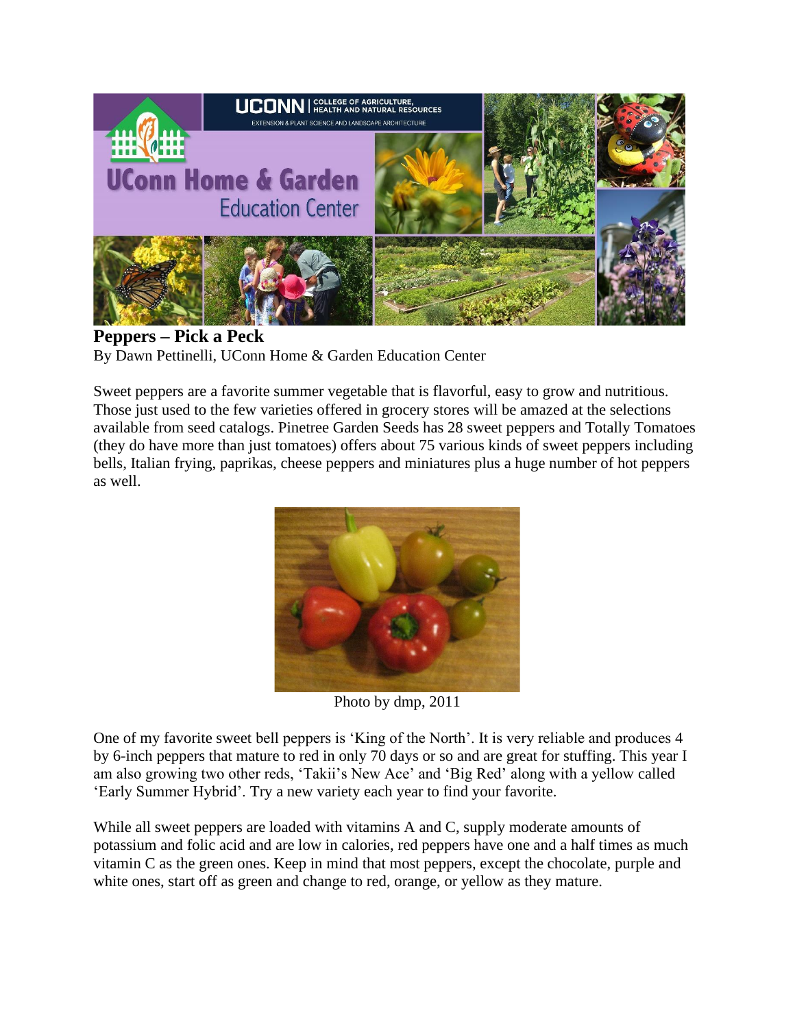# Peppers – Pick a Peck

By Dawn Pettinelli, UConn Home & Garden Education Center

Sweet peppers are a favorite summer vegetable that is flavorful, easy to grow and nutritious. Those just used to the few varieties offered in grocery stores will be amazed at the selections available from seed catalogs. Pinetree Garden Seeds has 28 sweet peppers and Totally Tomatoes (they do have more than just tomatoes) offers about 75 various kinds of sweet peppers including bells, Italian frying, paprikas, cheese peppers and miniatures plus a huge number of hot peppers as well.

Photo by dmp, 2011

One of my favorite sweet bell peppers is 'King of the North'. It is very reliable and produces 4 by 6-inch peppers that mature to red in only 70 days or so and are great for stuffing. This year I am also growing two other reds, 'Takii's New Ace' and 'Big Red' along with a yellow called 'Early Summer Hybrid'. Try a new variety each year to find your favorite.

While all sweet peppers are loaded with vitamins A and C, supply moderate amounts of potassium and folic acid and are low in calories, red peppers have one and a half times as much vitamin C as the green ones. Keep in mind that most peppers, except the chocolate, purple and white ones, start off as green and change to red, orange, or yellow as they mature.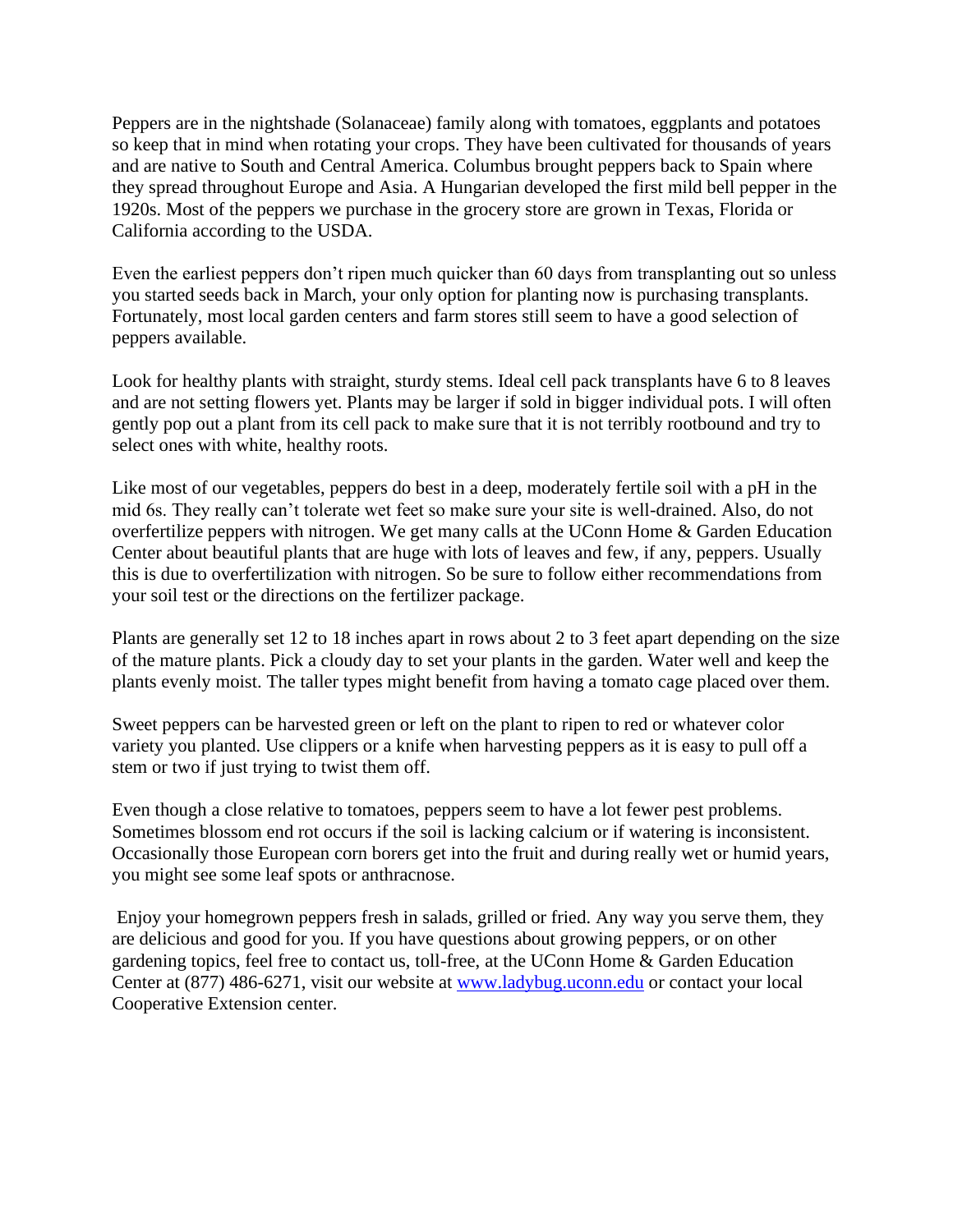Peppers are in the nightshade (Solanaceae) family along with tomatoes, eggplants and potatoes so keep that in mind when rotating your crops. They have been cultivated for thousands of years and are native to South and Central America. Columbus brought peppers back to Spain where they spread throughout Europe and Asia. A Hungarian developed the first mild bell pepper in the 1920s. Most of the peppers we purchase in the grocery store are grown in Texas, Florida or California according to the USDA.

Even the earliest peppers don't ripen much quicker than 60 days from transplanting out so unless you started seeds back in March, your only option for planting now is purchasing transplants. Fortunately, most local garden centers and farm stores still seem to have a good selection of peppers available.

Look for healthy plants with straight, sturdy stems. Ideal cell pack transplants have 6 to 8 leaves and are not setting flowers yet. Plants may be larger if sold in bigger individual pots. I will often gently pop out a plant from its cell pack to make sure that it is not terribly rootbound and try to select ones with white, healthy roots.

Like most of our vegetables, peppers do best in a deep, moderately fertile soil with a pH in the mid 6s. They really can't tolerate wet feet so make sure your site is well-drained. Also, do not overfertilize peppers with nitrogen. We get many calls at the UConn Home & Garden Education Center about beautiful plants that are huge with lots of leaves and few, if any, peppers. Usually this is due to overfertilization with nitrogen. So be sure to follow either recommendations from your soil test or the directions on the fertilizer package.

Plants are generally set 12 to 18 inches apart in rows about 2 to 3 feet apart depending on the size of the mature plants. Pick a cloudy day to set your plants in the garden. Water well and keep the plants evenly moist. The taller types might benefit from having a tomato cage placed over them.

Sweet peppers can be harvested green or left on the plant to ripen to red or whatever color variety you planted. Use clippers or a knife when harvesting peppers as it is easy to pull off a stem or two if just trying to twist them off.

Even though a close relative to tomatoes, peppers seem to have a lot fewer pest problems. Sometimes blossom end rot occurs if the soil is lacking calcium or if watering is inconsistent. Occasionally those European corn borers get into the fruit and during really wet or humid years, you might see some leaf spots or anthracnose.

Enjoy your homegrown peppers fresh in salads, grilled or fried. Any way you serve them, they are delicious and good for you. If you have questions about growing peppers, or on other gardening topics, feel free to contact us, toll-free, at the UConn Home & Garden Education Center at (877) 486-6271, visit our website at [www.ladybug.uconn.edu](http://www.ladybug.uconn.edu) or contact your local Cooperative Extension center.